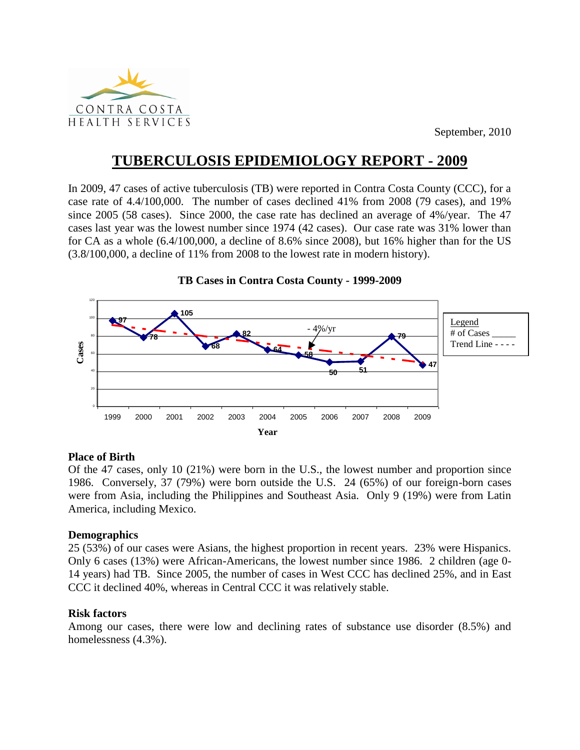CONTRA COSTA
HEALTH SERVICES

September, 2010

# TUBERCULOSIS EPIDEMIOLOGY REPORT - 2009

In 2009, 47 cases of active tuberculosis (TB) were reported in Contra Costa County (CCC), for a case rate of 4.4/100,000. The number of cases declined 41% from 2008 (79 cases), and 19% since 2005 (58 cases). Since 2000, the case rate has declined an average of 4%/year. The 47 cases last year was the lowest number since 1974 (42 cases). Our case rate was 31% lower than for CA as a whole (6.4/100,000, a decline of 8.6% since 2008), but 16% higher than for the US (3.8/100,000, a decline of 11% from 2008 to the lowest rate in modern history).

**TB Cases in Contra Costa County - 1999-2009**

| Year | 1999 | 2000 | 2001 | 2002 | 2003 | 2004 | 2005 | 2006 | 2007 | 2008 | 2009 |
|---|---|---|---|---|---|---|---|---|---|---|---|
| Cases | 97 | 78 | 105 | 68 | 82 | 64 | 58 | 50 | 51 | 79 | 47 |

Trend Line: - 4%/yr

## Place of Birth

Of the 47 cases, only 10 (21%) were born in the U.S., the lowest number and proportion since 1986. Conversely, 37 (79%) were born outside the U.S. 24 (65%) of our foreign-born cases were from Asia, including the Philippines and Southeast Asia. Only 9 (19%) were from Latin America, including Mexico.

## Demographics

25 (53%) of our cases were Asians, the highest proportion in recent years. 23% were Hispanics. Only 6 cases (13%) were African-Americans, the lowest number since 1986. 2 children (age 0-14 years) had TB. Since 2005, the number of cases in West CCC has declined 25%, and in East CCC it declined 40%, whereas in Central CCC it was relatively stable.

## Risk factors

Among our cases, there were low and declining rates of substance use disorder (8.5%) and homelessness (4.3%).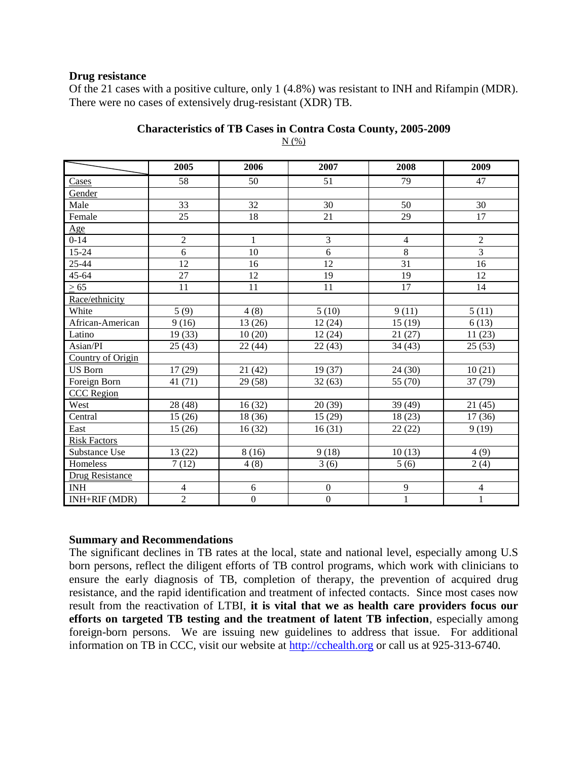**Drug resistance**

Of the 21 cases with a positive culture, only 1 (4.8%) was resistant to INH and Rifampin (MDR). There were no cases of extensively drug-resistant (XDR) TB.

**Characteristics of TB Cases in Contra Costa County, 2005-2009**

N (%)

| | 2005 | 2006 | 2007 | 2008 | 2009 |
|---|---|---|---|---|---|
| Cases | 58 | 50 | 51 | 79 | 47 |
| Gender | | | | | |
| Male | 33 | 32 | 30 | 50 | 30 |
| Female | 25 | 18 | 21 | 29 | 17 |
| Age | | | | | |
| 0-14 | 2 | 1 | 3 | 4 | 2 |
| 15-24 | 6 | 10 | 6 | 8 | 3 |
| 25-44 | 12 | 16 | 12 | 31 | 16 |
| 45-64 | 27 | 12 | 19 | 19 | 12 |
| ≥ 65 | 11 | 11 | 11 | 17 | 14 |
| Race/ethnicity | | | | | |
| White | 5 (9) | 4 (8) | 5 (10) | 9 (11) | 5 (11) |
| African-American | 9 (16) | 13 (26) | 12 (24) | 15 (19) | 6 (13) |
| Latino | 19 (33) | 10 (20) | 12 (24) | 21 (27) | 11 (23) |
| Asian/PI | 25 (43) | 22 (44) | 22 (43) | 34 (43) | 25 (53) |
| Country of Origin | | | | | |
| US Born | 17 (29) | 21 (42) | 19 (37) | 24 (30) | 10 (21) |
| Foreign Born | 41 (71) | 29 (58) | 32 (63) | 55 (70) | 37 (79) |
| CCC Region | | | | | |
| West | 28 (48) | 16 (32) | 20 (39) | 39 (49) | 21 (45) |
| Central | 15 (26) | 18 (36) | 15 (29) | 18 (23) | 17 (36) |
| East | 15 (26) | 16 (32) | 16 (31) | 22 (22) | 9 (19) |
| Risk Factors | | | | | |
| Substance Use | 13 (22) | 8 (16) | 9 (18) | 10 (13) | 4 (9) |
| Homeless | 7 (12) | 4 (8) | 3 (6) | 5 (6) | 2 (4) |
| Drug Resistance | | | | | |
| INH | 4 | 6 | 0 | 9 | 4 |
| INH+RIF (MDR) | 2 | 0 | 0 | 1 | 1 |

**Summary and Recommendations**

The significant declines in TB rates at the local, state and national level, especially among U.S born persons, reflect the diligent efforts of TB control programs, which work with clinicians to ensure the early diagnosis of TB, completion of therapy, the prevention of acquired drug resistance, and the rapid identification and treatment of infected contacts. Since most cases now result from the reactivation of LTBI, **it is vital that we as health care providers focus our efforts on targeted TB testing and the treatment of latent TB infection**, especially among foreign-born persons. We are issuing new guidelines to address that issue. For additional information on TB in CCC, visit our website at http://cchealth.org or call us at 925-313-6740.